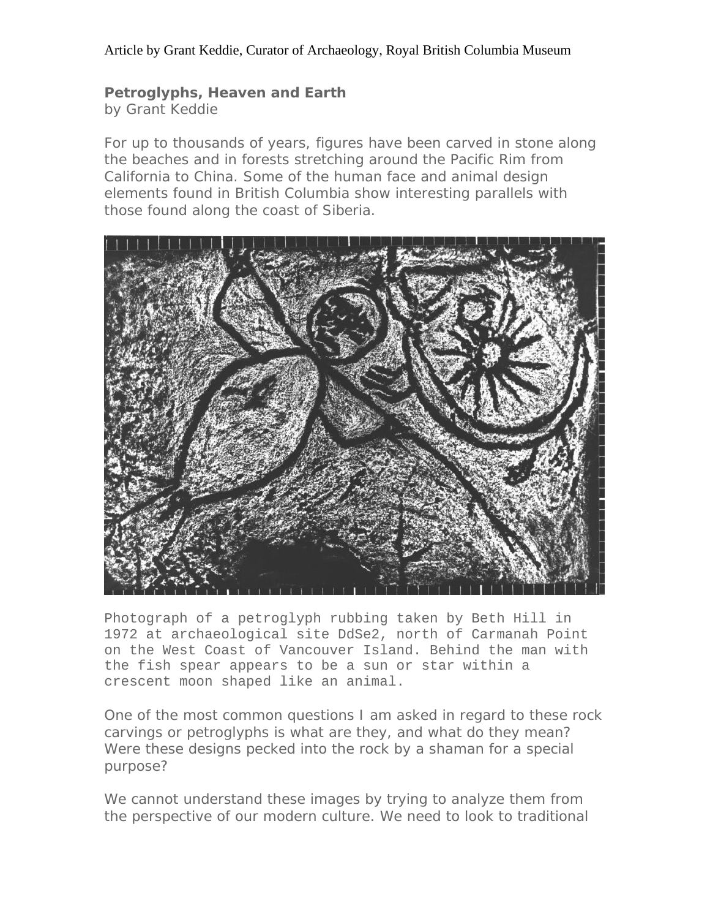Article by Grant Keddie, Curator of Archaeology, Royal British Columbia Museum

**Petroglyphs, Heaven and Earth**
by Grant Keddie

For up to thousands of years, figures have been carved in stone along the beaches and in forests stretching around the Pacific Rim from California to China. Some of the human face and animal design elements found in British Columbia show interesting parallels with those found along the coast of Siberia.

Photograph of a petroglyph rubbing taken by Beth Hill in 1972 at archaeological site DdSe2, north of Carmanah Point on the West Coast of Vancouver Island. Behind the man with the fish spear appears to be a sun or star within a crescent moon shaped like an animal.

One of the most common questions I am asked in regard to these rock carvings or petroglyphs is what are they, and what do they mean? Were these designs pecked into the rock by a shaman for a special purpose?

We cannot understand these images by trying to analyze them from the perspective of our modern culture. We need to look to traditional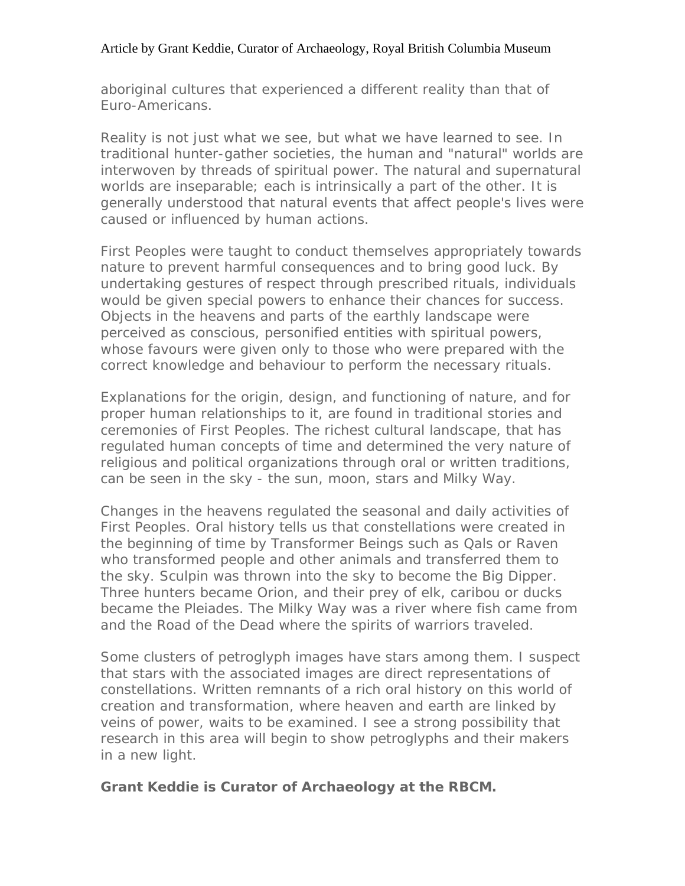aboriginal cultures that experienced a different reality than that of Euro-Americans.

Reality is not just what we see, but what we have learned to see. In traditional hunter-gather societies, the human and "natural" worlds are interwoven by threads of spiritual power. The natural and supernatural worlds are inseparable; each is intrinsically a part of the other. It is generally understood that natural events that affect people's lives were caused or influenced by human actions.

First Peoples were taught to conduct themselves appropriately towards nature to prevent harmful consequences and to bring good luck. By undertaking gestures of respect through prescribed rituals, individuals would be given special powers to enhance their chances for success. Objects in the heavens and parts of the earthly landscape were perceived as conscious, personified entities with spiritual powers, whose favours were given only to those who were prepared with the correct knowledge and behaviour to perform the necessary rituals.

Explanations for the origin, design, and functioning of nature, and for proper human relationships to it, are found in traditional stories and ceremonies of First Peoples. The richest cultural landscape, that has regulated human concepts of time and determined the very nature of religious and political organizations through oral or written traditions, can be seen in the sky - the sun, moon, stars and Milky Way.

Changes in the heavens regulated the seasonal and daily activities of First Peoples. Oral history tells us that constellations were created in the beginning of time by Transformer Beings such as Qals or Raven who transformed people and other animals and transferred them to the sky. Sculpin was thrown into the sky to become the Big Dipper. Three hunters became Orion, and their prey of elk, caribou or ducks became the Pleiades. The Milky Way was a river where fish came from and the Road of the Dead where the spirits of warriors traveled.

Some clusters of petroglyph images have stars among them. I suspect that stars with the associated images are direct representations of constellations. Written remnants of a rich oral history on this world of creation and transformation, where heaven and earth are linked by veins of power, waits to be examined. I see a strong possibility that research in this area will begin to show petroglyphs and their makers in a new light.

**Grant Keddie is Curator of Archaeology at the RBCM.**